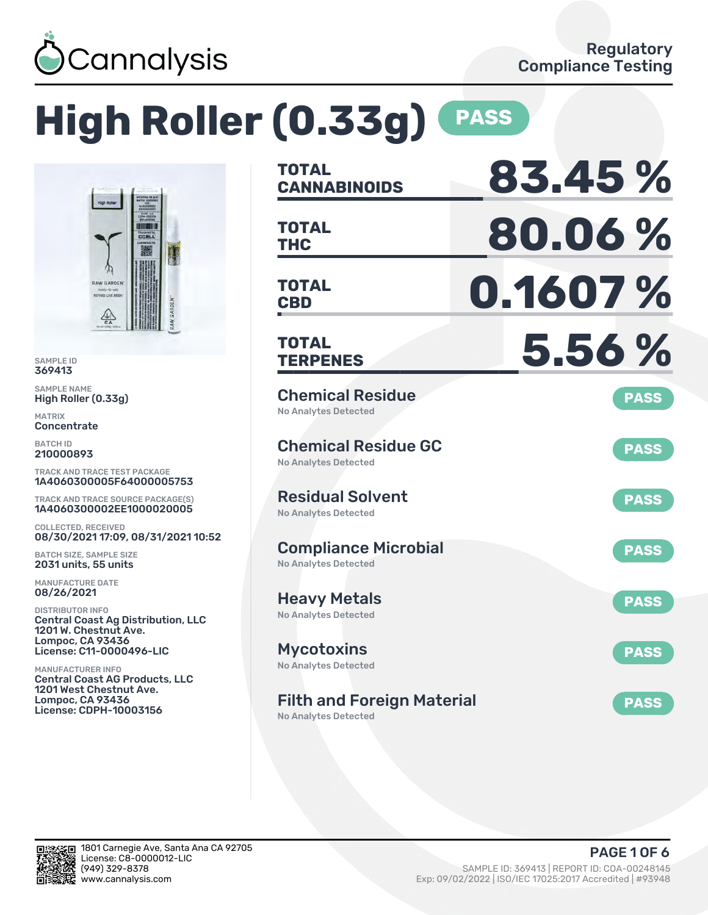Cannalysis

Regulatory Compliance Testing

# High Roller (0.33g) PASS

SAMPLE ID
369413

SAMPLE NAME
High Roller (0.33g)

MATRIX
Concentrate

BATCH ID
210000893

TRACK AND TRACE TEST PACKAGE
1A4060300005F64000005753

TRACK AND TRACE SOURCE PACKAGE(S)
1A4060300002EE1000020005

COLLECTED, RECEIVED
08/30/2021 17:09, 08/31/2021 10:52

BATCH SIZE, SAMPLE SIZE
2031 units, 55 units

MANUFACTURE DATE
08/26/2021

DISTRIBUTOR INFO
Central Coast Ag Distribution, LLC
1201 W. Chestnut Ave.
Lompoc, CA 93436
License: C11-0000496-LIC

MANUFACTURER INFO
Central Coast AG Products, LLC
1201 West Chestnut Ave.
Lompoc, CA 93436
License: CDPH-10003156

| | |
|---|---|
| **TOTAL CANNABINOIDS** | **83.45 %** |
| **TOTAL THC** | **80.06 %** |
| **TOTAL CBD** | **0.1607 %** |
| **TOTAL TERPENES** | **5.56 %** |

| Test | Result | Status |
|---|---|---|
| Chemical Residue | No Analytes Detected | PASS |
| Chemical Residue GC | No Analytes Detected | PASS |
| Residual Solvent | No Analytes Detected | PASS |
| Compliance Microbial | No Analytes Detected | PASS |
| Heavy Metals | No Analytes Detected | PASS |
| Mycotoxins | No Analytes Detected | PASS |
| Filth and Foreign Material | No Analytes Detected | PASS |

1801 Carnegie Ave, Santa Ana CA 92705
License: C8-0000012-LIC
(949) 329-8378
www.cannalysis.com

SAMPLE ID: 369413 | REPORT ID: COA-00248145
Exp: 09/02/2022 | ISO/IEC 17025:2017 Accredited | #93948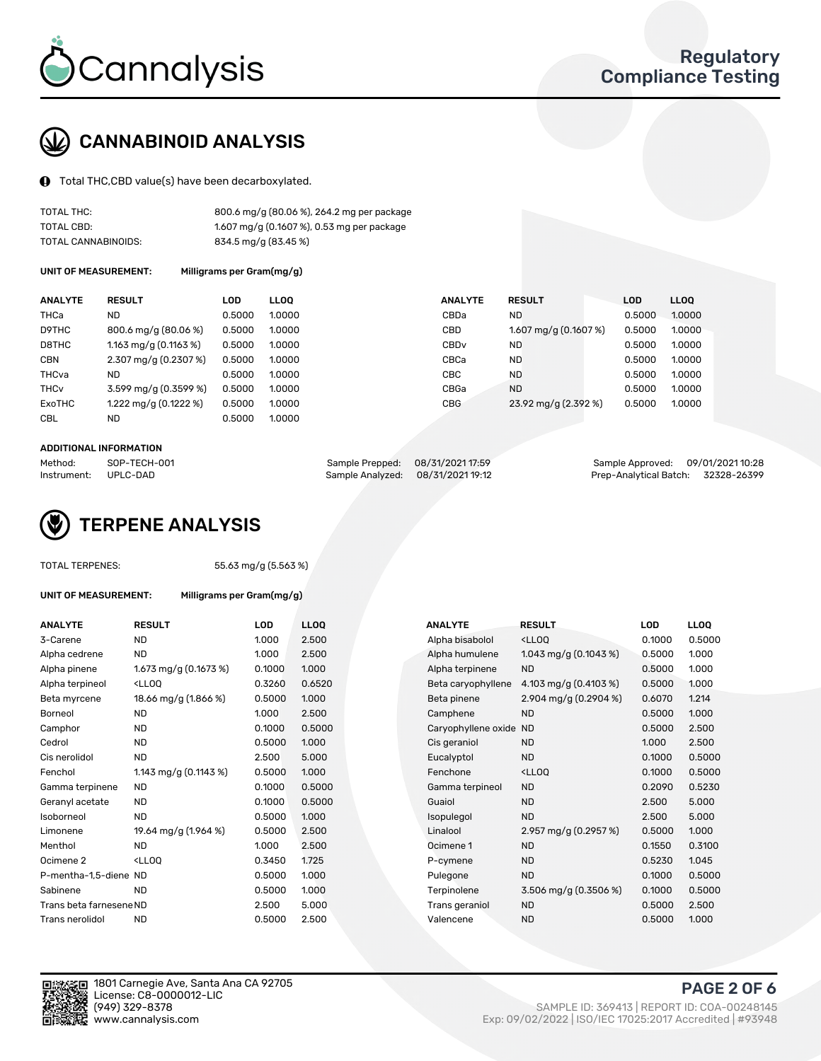# Cannalysis

Regulatory Compliance Testing

## CANNABINOID ANALYSIS

Total THC,CBD value(s) have been decarboxylated.

| | |
|---|---|
| TOTAL THC: | 800.6 mg/g (80.06 %), 264.2 mg per package |
| TOTAL CBD: | 1.607 mg/g (0.1607 %), 0.53 mg per package |
| TOTAL CANNABINOIDS: | 834.5 mg/g (83.45 %) |

**UNIT OF MEASUREMENT:** Milligrams per Gram(mg/g)

| ANALYTE | RESULT | LOD | LLOQ | ANALYTE | RESULT | LOD | LLOQ |
|---|---|---|---|---|---|---|---|
| THCa | ND | 0.5000 | 1.0000 | CBDa | ND | 0.5000 | 1.0000 |
| D9THC | 800.6 mg/g (80.06 %) | 0.5000 | 1.0000 | CBD | 1.607 mg/g (0.1607 %) | 0.5000 | 1.0000 |
| D8THC | 1.163 mg/g (0.1163 %) | 0.5000 | 1.0000 | CBDv | ND | 0.5000 | 1.0000 |
| CBN | 2.307 mg/g (0.2307 %) | 0.5000 | 1.0000 | CBCa | ND | 0.5000 | 1.0000 |
| THCva | ND | 0.5000 | 1.0000 | CBC | ND | 0.5000 | 1.0000 |
| THCv | 3.599 mg/g (0.3599 %) | 0.5000 | 1.0000 | CBGa | ND | 0.5000 | 1.0000 |
| ExoTHC | 1.222 mg/g (0.1222 %) | 0.5000 | 1.0000 | CBG | 23.92 mg/g (2.392 %) | 0.5000 | 1.0000 |
| CBL | ND | 0.5000 | 1.0000 | | | | |

**ADDITIONAL INFORMATION**

| | | | | | |
|---|---|---|---|---|---|
| Method: | SOP-TECH-001 | Sample Prepped: | 08/31/2021 17:59 | Sample Approved: | 09/01/2021 10:28 |
| Instrument: | UPLC-DAD | Sample Analyzed: | 08/31/2021 19:12 | Prep-Analytical Batch: | 32328-26399 |

## TERPENE ANALYSIS

TOTAL TERPENES: 55.63 mg/g (5.563 %)

**UNIT OF MEASUREMENT:** Milligrams per Gram(mg/g)

| ANALYTE | RESULT | LOD | LLOQ | ANALYTE | RESULT | LOD | LLOQ |
|---|---|---|---|---|---|---|---|
| 3-Carene | ND | 1.000 | 2.500 | Alpha bisabolol | <LLOQ | 0.1000 | 0.5000 |
| Alpha cedrene | ND | 1.000 | 2.500 | Alpha humulene | 1.043 mg/g (0.1043 %) | 0.5000 | 1.000 |
| Alpha pinene | 1.673 mg/g (0.1673 %) | 0.1000 | 1.000 | Alpha terpinene | ND | 0.5000 | 1.000 |
| Alpha terpineol | <LLOQ | 0.3260 | 0.6520 | Beta caryophyllene | 4.103 mg/g (0.4103 %) | 0.5000 | 1.000 |
| Beta myrcene | 18.66 mg/g (1.866 %) | 0.5000 | 1.000 | Beta pinene | 2.904 mg/g (0.2904 %) | 0.6070 | 1.214 |
| Borneol | ND | 1.000 | 2.500 | Camphene | ND | 0.5000 | 1.000 |
| Camphor | ND | 0.1000 | 0.5000 | Caryophyllene oxide | ND | 0.5000 | 2.500 |
| Cedrol | ND | 0.5000 | 1.000 | Cis geraniol | ND | 1.000 | 2.500 |
| Cis nerolidol | ND | 2.500 | 5.000 | Eucalyptol | ND | 0.1000 | 0.5000 |
| Fenchol | 1.143 mg/g (0.1143 %) | 0.5000 | 1.000 | Fenchone | <LLOQ | 0.1000 | 0.5000 |
| Gamma terpinene | ND | 0.1000 | 0.5000 | Gamma terpineol | ND | 0.2090 | 0.5230 |
| Geranyl acetate | ND | 0.1000 | 0.5000 | Guaiol | ND | 2.500 | 5.000 |
| Isoborneol | ND | 0.5000 | 1.000 | Isopulegol | ND | 2.500 | 5.000 |
| Limonene | 19.64 mg/g (1.964 %) | 0.5000 | 2.500 | Linalool | 2.957 mg/g (0.2957 %) | 0.5000 | 1.000 |
| Menthol | ND | 1.000 | 2.500 | Ocimene 1 | ND | 0.1550 | 0.3100 |
| Ocimene 2 | <LLOQ | 0.3450 | 1.725 | P-cymene | ND | 0.5230 | 1.045 |
| P-mentha-1,5-diene | ND | 0.5000 | 1.000 | Pulegone | ND | 0.1000 | 0.5000 |
| Sabinene | ND | 0.5000 | 1.000 | Terpinolene | 3.506 mg/g (0.3506 %) | 0.1000 | 0.5000 |
| Trans beta farnesene | ND | 2.500 | 5.000 | Trans geraniol | ND | 0.5000 | 2.500 |
| Trans nerolidol | ND | 0.5000 | 2.500 | Valencene | ND | 0.5000 | 1.000 |

1801 Carnegie Ave, Santa Ana CA 92705
License: C8-0000012-LIC
(949) 329-8378
www.cannalysis.com

SAMPLE ID: 369413 | REPORT ID: COA-00248145
Exp: 09/02/2022 | ISO/IEC 17025:2017 Accredited | #93948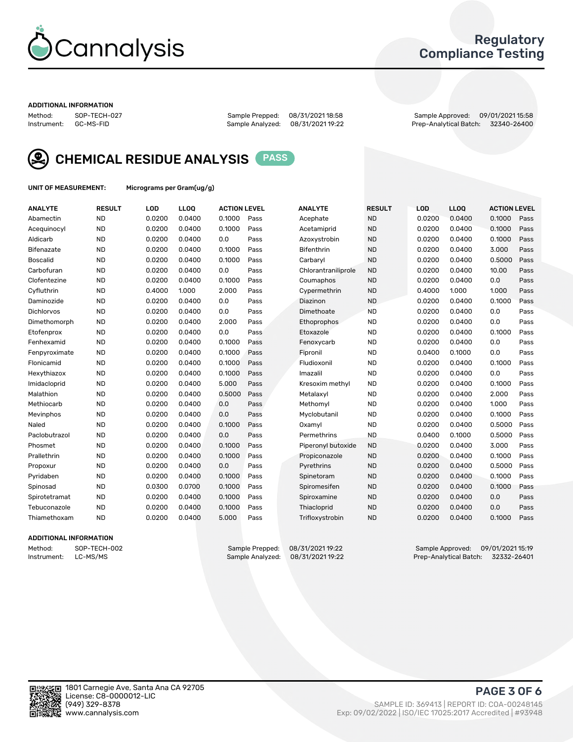# Regulatory Compliance Testing

### ADDITIONAL INFORMATION

Method: SOP-TECH-027
Instrument: GC-MS-FID

Sample Prepped: 08/31/2021 18:58
Sample Analyzed: 08/31/2021 19:22

Sample Approved: 09/01/2021 15:58
Prep-Analytical Batch: 32340-26400

## CHEMICAL RESIDUE ANALYSIS PASS

**UNIT OF MEASUREMENT:** Micrograms per Gram(ug/g)

| ANALYTE | RESULT | LOD | LLOQ | ACTION LEVEL | | ANALYTE | RESULT | LOD | LLOQ | ACTION LEVEL | |
|---|---|---|---|---|---|---|---|---|---|---|---|
| Abamectin | ND | 0.0200 | 0.0400 | 0.1000 | Pass | Acephate | ND | 0.0200 | 0.0400 | 0.1000 | Pass |
| Acequinocyl | ND | 0.0200 | 0.0400 | 0.1000 | Pass | Acetamiprid | ND | 0.0200 | 0.0400 | 0.1000 | Pass |
| Aldicarb | ND | 0.0200 | 0.0400 | 0.0 | Pass | Azoxystrobin | ND | 0.0200 | 0.0400 | 0.1000 | Pass |
| Bifenazate | ND | 0.0200 | 0.0400 | 0.1000 | Pass | Bifenthrin | ND | 0.0200 | 0.0400 | 3.000 | Pass |
| Boscalid | ND | 0.0200 | 0.0400 | 0.1000 | Pass | Carbaryl | ND | 0.0200 | 0.0400 | 0.5000 | Pass |
| Carbofuran | ND | 0.0200 | 0.0400 | 0.0 | Pass | Chlorantraniliprole | ND | 0.0200 | 0.0400 | 10.00 | Pass |
| Clofentezine | ND | 0.0200 | 0.0400 | 0.1000 | Pass | Coumaphos | ND | 0.0200 | 0.0400 | 0.0 | Pass |
| Cyfluthrin | ND | 0.4000 | 1.000 | 2.000 | Pass | Cypermethrin | ND | 0.4000 | 1.000 | 1.000 | Pass |
| Daminozide | ND | 0.0200 | 0.0400 | 0.0 | Pass | Diazinon | ND | 0.0200 | 0.0400 | 0.1000 | Pass |
| Dichlorvos | ND | 0.0200 | 0.0400 | 0.0 | Pass | Dimethoate | ND | 0.0200 | 0.0400 | 0.0 | Pass |
| Dimethomorph | ND | 0.0200 | 0.0400 | 2.000 | Pass | Ethoprophos | ND | 0.0200 | 0.0400 | 0.0 | Pass |
| Etofenprox | ND | 0.0200 | 0.0400 | 0.0 | Pass | Etoxazole | ND | 0.0200 | 0.0400 | 0.1000 | Pass |
| Fenhexamid | ND | 0.0200 | 0.0400 | 0.1000 | Pass | Fenoxycarb | ND | 0.0200 | 0.0400 | 0.0 | Pass |
| Fenpyroximate | ND | 0.0200 | 0.0400 | 0.1000 | Pass | Fipronil | ND | 0.0400 | 0.1000 | 0.0 | Pass |
| Flonicamid | ND | 0.0200 | 0.0400 | 0.1000 | Pass | Fludioxonil | ND | 0.0200 | 0.0400 | 0.1000 | Pass |
| Hexythiazox | ND | 0.0200 | 0.0400 | 0.1000 | Pass | Imazalil | ND | 0.0200 | 0.0400 | 0.0 | Pass |
| Imidacloprid | ND | 0.0200 | 0.0400 | 5.000 | Pass | Kresoxim methyl | ND | 0.0200 | 0.0400 | 0.1000 | Pass |
| Malathion | ND | 0.0200 | 0.0400 | 0.5000 | Pass | Metalaxyl | ND | 0.0200 | 0.0400 | 2.000 | Pass |
| Methiocarb | ND | 0.0200 | 0.0400 | 0.0 | Pass | Methomyl | ND | 0.0200 | 0.0400 | 1.000 | Pass |
| Mevinphos | ND | 0.0200 | 0.0400 | 0.0 | Pass | Myclobutanil | ND | 0.0200 | 0.0400 | 0.1000 | Pass |
| Naled | ND | 0.0200 | 0.0400 | 0.1000 | Pass | Oxamyl | ND | 0.0200 | 0.0400 | 0.5000 | Pass |
| Paclobutrazol | ND | 0.0200 | 0.0400 | 0.0 | Pass | Permethrins | ND | 0.0400 | 0.1000 | 0.5000 | Pass |
| Phosmet | ND | 0.0200 | 0.0400 | 0.1000 | Pass | Piperonyl butoxide | ND | 0.0200 | 0.0400 | 3.000 | Pass |
| Prallethrin | ND | 0.0200 | 0.0400 | 0.1000 | Pass | Propiconazole | ND | 0.0200 | 0.0400 | 0.1000 | Pass |
| Propoxur | ND | 0.0200 | 0.0400 | 0.0 | Pass | Pyrethrins | ND | 0.0200 | 0.0400 | 0.5000 | Pass |
| Pyridaben | ND | 0.0200 | 0.0400 | 0.1000 | Pass | Spinetoram | ND | 0.0200 | 0.0400 | 0.1000 | Pass |
| Spinosad | ND | 0.0300 | 0.0700 | 0.1000 | Pass | Spiromesifen | ND | 0.0200 | 0.0400 | 0.1000 | Pass |
| Spirotetramat | ND | 0.0200 | 0.0400 | 0.1000 | Pass | Spiroxamine | ND | 0.0200 | 0.0400 | 0.0 | Pass |
| Tebuconazole | ND | 0.0200 | 0.0400 | 0.1000 | Pass | Thiacloprid | ND | 0.0200 | 0.0400 | 0.0 | Pass |
| Thiamethoxam | ND | 0.0200 | 0.0400 | 5.000 | Pass | Trifloxystrobin | ND | 0.0200 | 0.0400 | 0.1000 | Pass |

### ADDITIONAL INFORMATION

Method: SOP-TECH-002
Instrument: LC-MS/MS

Sample Prepped: 08/31/2021 19:22
Sample Analyzed: 08/31/2021 19:22

Sample Approved: 09/01/2021 15:19
Prep-Analytical Batch: 32332-26401

1801 Carnegie Ave, Santa Ana CA 92705
License: C8-0000012-LIC
(949) 329-8378
www.cannalysis.com

SAMPLE ID: 369413 | REPORT ID: COA-00248145
Exp: 09/02/2022 | ISO/IEC 17025:2017 Accredited | #93948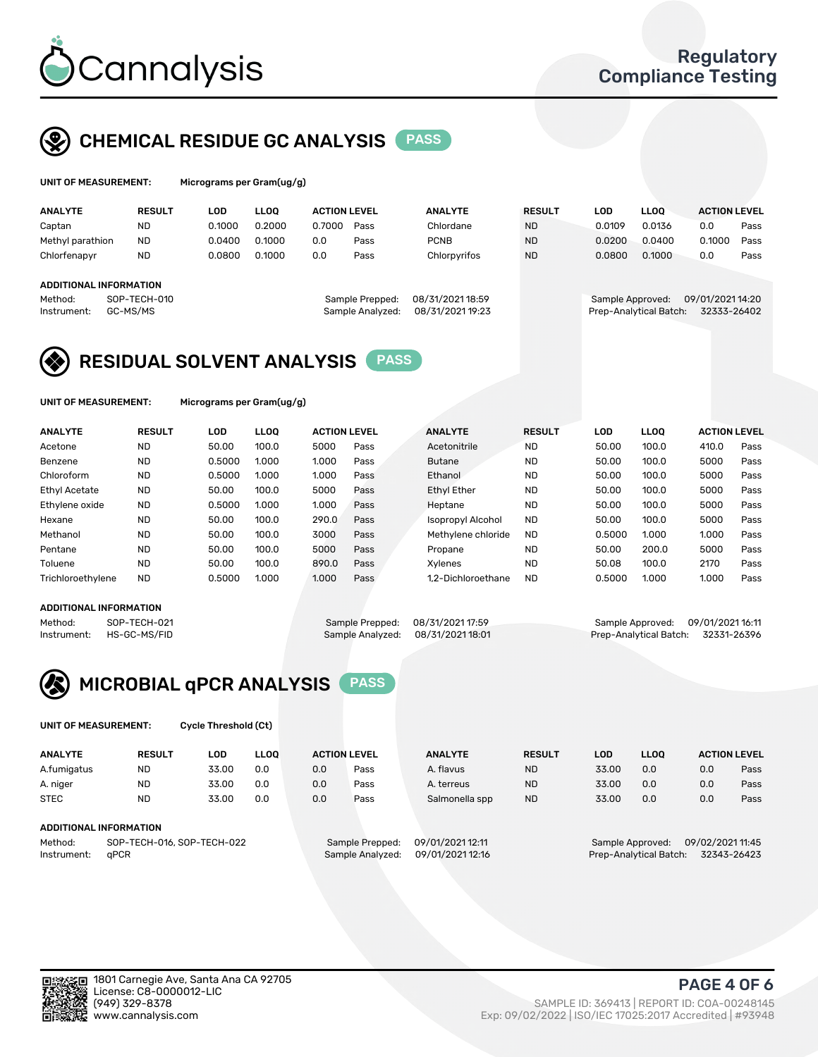# Cannalysis

Regulatory Compliance Testing

## CHEMICAL RESIDUE GC ANALYSIS PASS

**UNIT OF MEASUREMENT:** Micrograms per Gram(ug/g)

| ANALYTE | RESULT | LOD | LLOQ | ACTION LEVEL | | ANALYTE | RESULT | LOD | LLOQ | ACTION LEVEL | |
|---|---|---|---|---|---|---|---|---|---|---|---|
| Captan | ND | 0.1000 | 0.2000 | 0.7000 | Pass | Chlordane | ND | 0.0109 | 0.0136 | 0.0 | Pass |
| Methyl parathion | ND | 0.0400 | 0.1000 | 0.0 | Pass | PCNB | ND | 0.0200 | 0.0400 | 0.1000 | Pass |
| Chlorfenapyr | ND | 0.0800 | 0.1000 | 0.0 | Pass | Chlorpyrifos | ND | 0.0800 | 0.1000 | 0.0 | Pass |

**ADDITIONAL INFORMATION**

Method: SOP-TECH-010
Instrument: GC-MS/MS
Sample Prepped: 08/31/2021 18:59
Sample Analyzed: 08/31/2021 19:23
Sample Approved: 09/01/2021 14:20
Prep-Analytical Batch: 32333-26402

## RESIDUAL SOLVENT ANALYSIS PASS

**UNIT OF MEASUREMENT:** Micrograms per Gram(ug/g)

| ANALYTE | RESULT | LOD | LLOQ | ACTION LEVEL | | ANALYTE | RESULT | LOD | LLOQ | ACTION LEVEL | |
|---|---|---|---|---|---|---|---|---|---|---|---|
| Acetone | ND | 50.00 | 100.0 | 5000 | Pass | Acetonitrile | ND | 50.00 | 100.0 | 410.0 | Pass |
| Benzene | ND | 0.5000 | 1.000 | 1.000 | Pass | Butane | ND | 50.00 | 100.0 | 5000 | Pass |
| Chloroform | ND | 0.5000 | 1.000 | 1.000 | Pass | Ethanol | ND | 50.00 | 100.0 | 5000 | Pass |
| Ethyl Acetate | ND | 50.00 | 100.0 | 5000 | Pass | Ethyl Ether | ND | 50.00 | 100.0 | 5000 | Pass |
| Ethylene oxide | ND | 0.5000 | 1.000 | 1.000 | Pass | Heptane | ND | 50.00 | 100.0 | 5000 | Pass |
| Hexane | ND | 50.00 | 100.0 | 290.0 | Pass | Isopropyl Alcohol | ND | 50.00 | 100.0 | 5000 | Pass |
| Methanol | ND | 50.00 | 100.0 | 3000 | Pass | Methylene chloride | ND | 0.5000 | 1.000 | 1.000 | Pass |
| Pentane | ND | 50.00 | 100.0 | 5000 | Pass | Propane | ND | 50.00 | 200.0 | 5000 | Pass |
| Toluene | ND | 50.00 | 100.0 | 890.0 | Pass | Xylenes | ND | 50.08 | 100.0 | 2170 | Pass |
| Trichloroethylene | ND | 0.5000 | 1.000 | 1.000 | Pass | 1,2-Dichloroethane | ND | 0.5000 | 1.000 | 1.000 | Pass |

**ADDITIONAL INFORMATION**

Method: SOP-TECH-021
Instrument: HS-GC-MS/FID
Sample Prepped: 08/31/2021 17:59
Sample Analyzed: 08/31/2021 18:01
Sample Approved: 09/01/2021 16:11
Prep-Analytical Batch: 32331-26396

## MICROBIAL qPCR ANALYSIS PASS

**UNIT OF MEASUREMENT:** Cycle Threshold (Ct)

| ANALYTE | RESULT | LOD | LLOQ | ACTION LEVEL | | ANALYTE | RESULT | LOD | LLOQ | ACTION LEVEL | |
|---|---|---|---|---|---|---|---|---|---|---|---|
| A.fumigatus | ND | 33.00 | 0.0 | 0.0 | Pass | A. flavus | ND | 33.00 | 0.0 | 0.0 | Pass |
| A. niger | ND | 33.00 | 0.0 | 0.0 | Pass | A. terreus | ND | 33.00 | 0.0 | 0.0 | Pass |
| STEC | ND | 33.00 | 0.0 | 0.0 | Pass | Salmonella spp | ND | 33.00 | 0.0 | 0.0 | Pass |

**ADDITIONAL INFORMATION**

Method: SOP-TECH-016, SOP-TECH-022
Instrument: qPCR
Sample Prepped: 09/01/2021 12:11
Sample Analyzed: 09/01/2021 12:16
Sample Approved: 09/02/2021 11:45
Prep-Analytical Batch: 32343-26423

1801 Carnegie Ave, Santa Ana CA 92705
License: C8-0000012-LIC
(949) 329-8378
www.cannalysis.com

SAMPLE ID: 369413 | REPORT ID: COA-00248145
Exp: 09/02/2022 | ISO/IEC 17025:2017 Accredited | #93948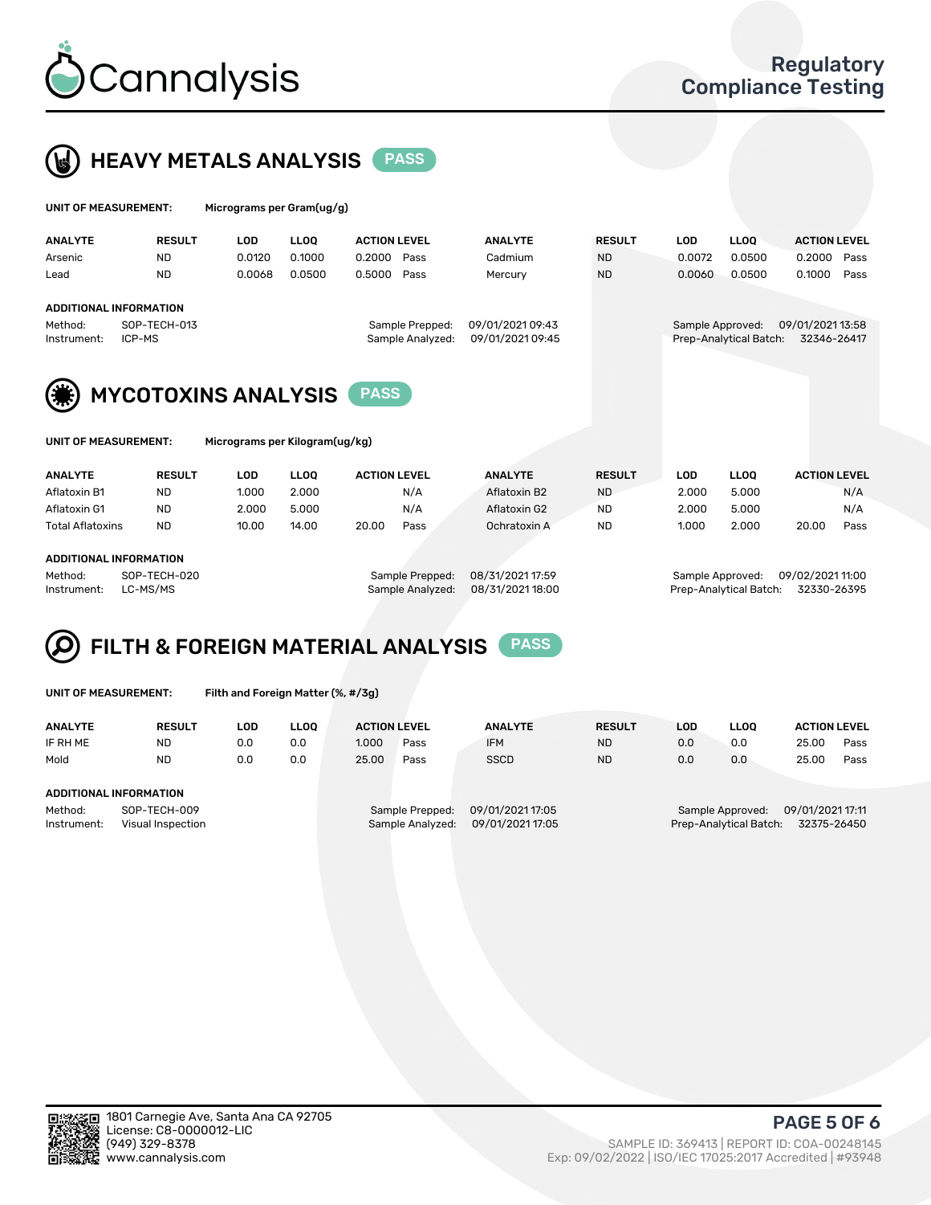# Regulatory Compliance Testing

## HEAVY METALS ANALYSIS PASS

**UNIT OF MEASUREMENT:** Micrograms per Gram(ug/g)

| ANALYTE | RESULT | LOD | LLOQ | ACTION LEVEL | | ANALYTE | RESULT | LOD | LLOQ | ACTION LEVEL | |
|---|---|---|---|---|---|---|---|---|---|---|---|
| Arsenic | ND | 0.0120 | 0.1000 | 0.2000 | Pass | Cadmium | ND | 0.0072 | 0.0500 | 0.2000 | Pass |
| Lead | ND | 0.0068 | 0.0500 | 0.5000 | Pass | Mercury | ND | 0.0060 | 0.0500 | 0.1000 | Pass |

**ADDITIONAL INFORMATION**

Method: SOP-TECH-013
Instrument: ICP-MS
Sample Prepped: 09/01/2021 09:43
Sample Analyzed: 09/01/2021 09:45
Sample Approved: 09/01/2021 13:58
Prep-Analytical Batch: 32346-26417

## MYCOTOXINS ANALYSIS PASS

**UNIT OF MEASUREMENT:** Micrograms per Kilogram(ug/kg)

| ANALYTE | RESULT | LOD | LLOQ | ACTION LEVEL | | ANALYTE | RESULT | LOD | LLOQ | ACTION LEVEL | |
|---|---|---|---|---|---|---|---|---|---|---|---|
| Aflatoxin B1 | ND | 1.000 | 2.000 | | N/A | Aflatoxin B2 | ND | 2.000 | 5.000 | | N/A |
| Aflatoxin G1 | ND | 2.000 | 5.000 | | N/A | Aflatoxin G2 | ND | 2.000 | 5.000 | | N/A |
| Total Aflatoxins | ND | 10.00 | 14.00 | 20.00 | Pass | Ochratoxin A | ND | 1.000 | 2.000 | 20.00 | Pass |

**ADDITIONAL INFORMATION**

Method: SOP-TECH-020
Instrument: LC-MS/MS
Sample Prepped: 08/31/2021 17:59
Sample Analyzed: 08/31/2021 18:00
Sample Approved: 09/02/2021 11:00
Prep-Analytical Batch: 32330-26395

## FILTH & FOREIGN MATERIAL ANALYSIS PASS

**UNIT OF MEASUREMENT:** Filth and Foreign Matter (%, #/3g)

| ANALYTE | RESULT | LOD | LLOQ | ACTION LEVEL | | ANALYTE | RESULT | LOD | LLOQ | ACTION LEVEL | |
|---|---|---|---|---|---|---|---|---|---|---|---|
| IF RH ME | ND | 0.0 | 0.0 | 1.000 | Pass | IFM | ND | 0.0 | 0.0 | 25.00 | Pass |
| Mold | ND | 0.0 | 0.0 | 25.00 | Pass | SSCD | ND | 0.0 | 0.0 | 25.00 | Pass |

**ADDITIONAL INFORMATION**

Method: SOP-TECH-009
Instrument: Visual Inspection
Sample Prepped: 09/01/2021 17:05
Sample Analyzed: 09/01/2021 17:05
Sample Approved: 09/01/2021 17:11
Prep-Analytical Batch: 32375-26450

1801 Carnegie Ave, Santa Ana CA 92705
License: C8-0000012-LIC
(949) 329-8378
www.cannalysis.com

SAMPLE ID: 369413 | REPORT ID: COA-00248145
Exp: 09/02/2022 | ISO/IEC 17025:2017 Accredited | #93948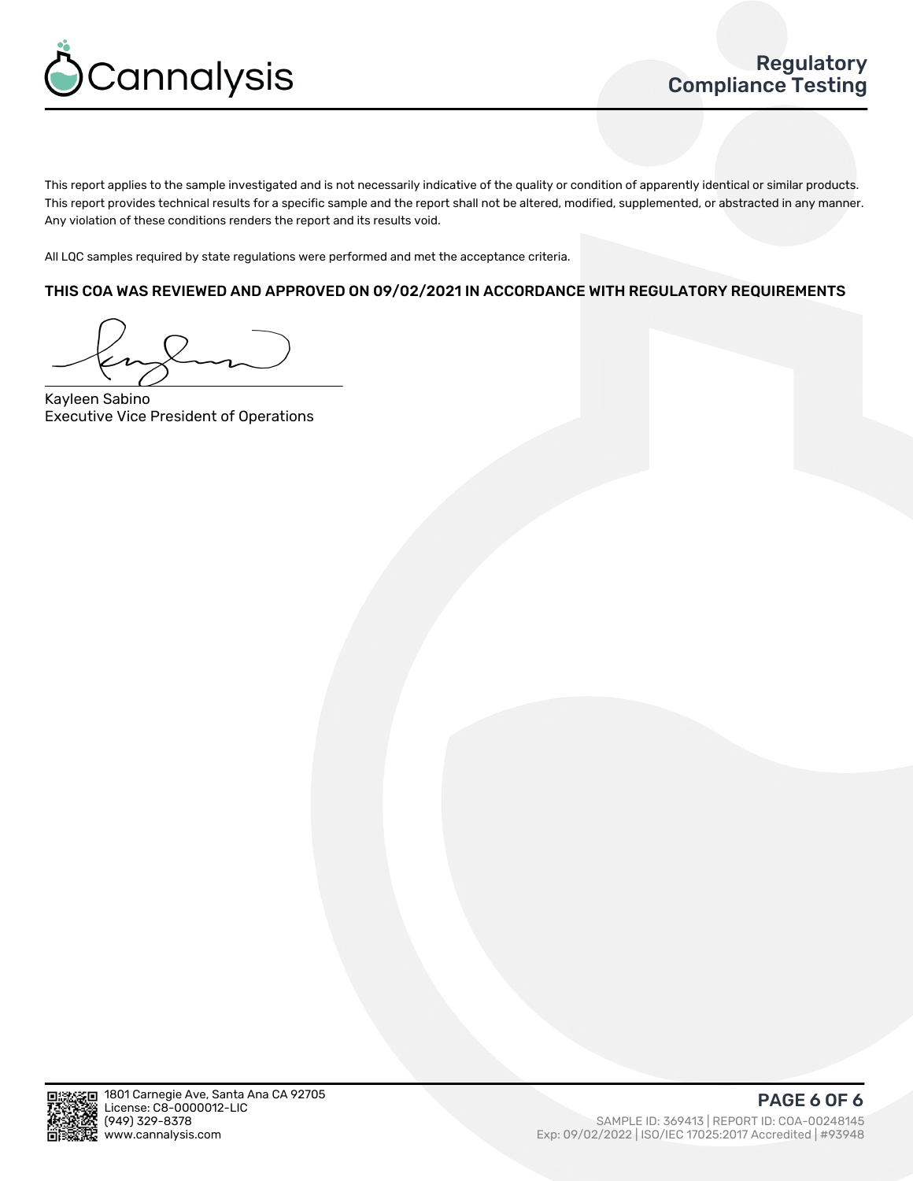This report applies to the sample investigated and is not necessarily indicative of the quality or condition of apparently identical or similar products. This report provides technical results for a specific sample and the report shall not be altered, modified, supplemented, or abstracted in any manner. Any violation of these conditions renders the report and its results void.

All LQC samples required by state regulations were performed and met the acceptance criteria.

**THIS COA WAS REVIEWED AND APPROVED ON 09/02/2021 IN ACCORDANCE WITH REGULATORY REQUIREMENTS**

Kayleen Sabino
Executive Vice President of Operations

1801 Carnegie Ave, Santa Ana CA 92705
License: C8-0000012-LIC
(949) 329-8378
www.cannalysis.com

SAMPLE ID: 369413 | REPORT ID: COA-00248145
Exp: 09/02/2022 | ISO/IEC 17025:2017 Accredited | #93948